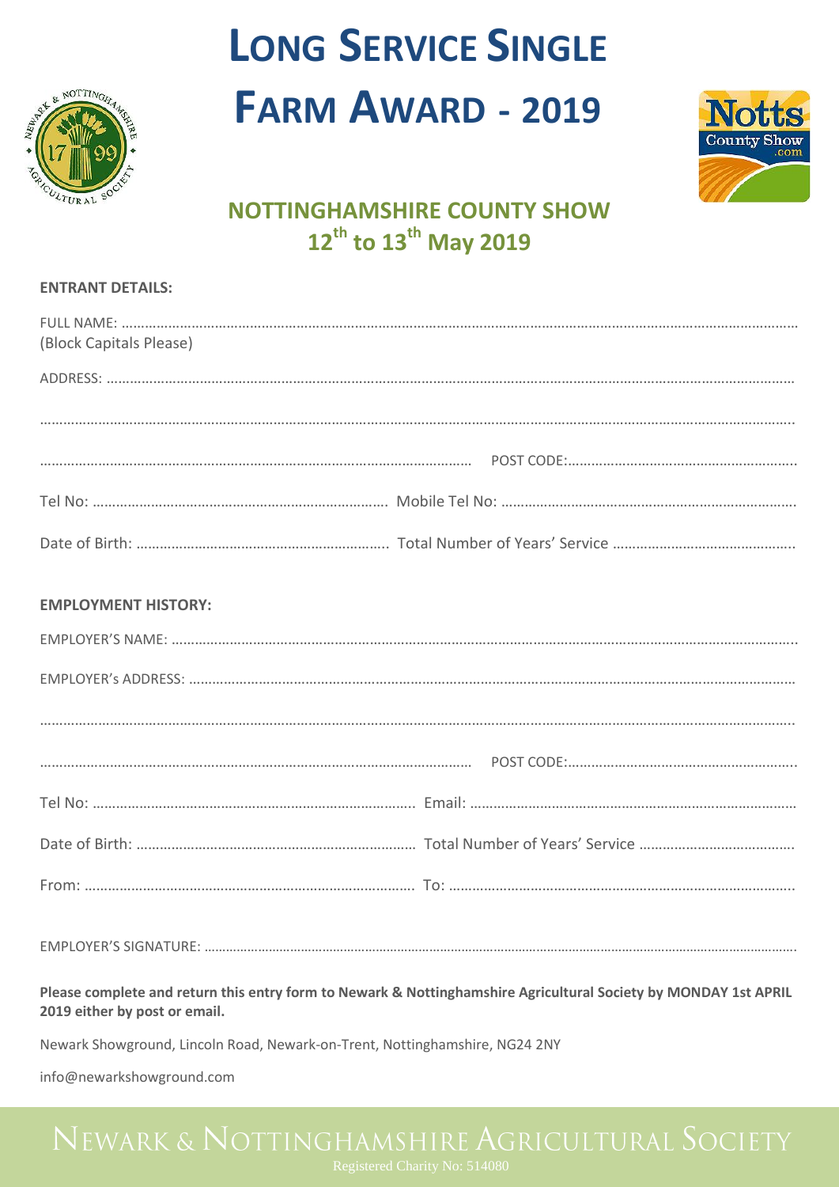# LONG SERVICE SINGLE FARM AWARD - 2019

## NOTTINGHAMSHIRE COUNTY SHOW
## 12th to 13th May 2019

**ENTRANT DETAILS:**

FULL NAME: ……………………………………………………………………………………………………………………
(Block Capitals Please)

ADDRESS: ……………………………………………………………………………………………………………………

……………………………………………………………………………………………………………………………………

…………………………………………………………………… POST CODE:……………………………………………

Tel No: ……………………………………………… Mobile Tel No: ………………………………………………

Date of Birth: ……………………………………… Total Number of Years' Service ……………………………

**EMPLOYMENT HISTORY:**

EMPLOYER'S NAME: ……………………………………………………………………………………………………

EMPLOYER's ADDRESS: ………………………………………………………………………………………………

……………………………………………………………………………………………………………………………………

…………………………………………………………………… POST CODE:……………………………………………

Tel No: ……………………………………………… Email: ………………………………………………………

Date of Birth: ……………………………………… Total Number of Years' Service ……………………………

From: ……………………………………………… To: ……………………………………………………………

EMPLOYER'S SIGNATURE: ……………………………………………………………………………………………

**Please complete and return this entry form to Newark & Nottinghamshire Agricultural Society by MONDAY 1st APRIL 2019 either by post or email.**

Newark Showground, Lincoln Road, Newark-on-Trent, Nottinghamshire, NG24 2NY

info@newarkshowground.com

NEWARK & NOTTINGHAMSHIRE AGRICULTURAL SOCIETY

Registered Charity No: 514080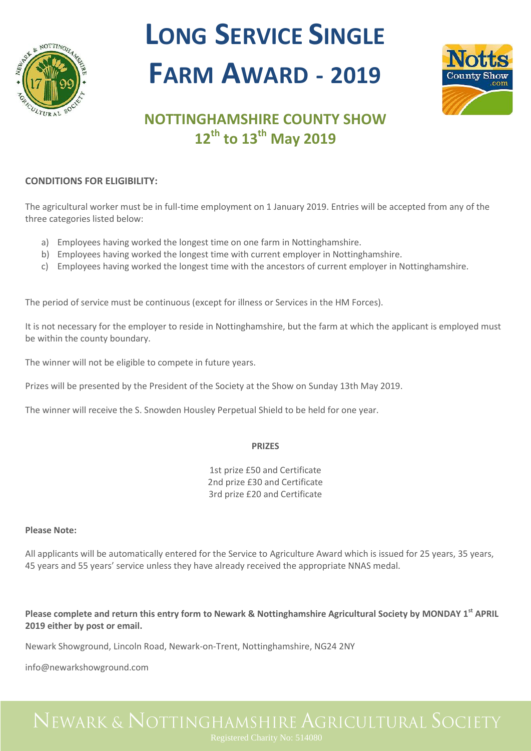# LONG SERVICE SINGLE FARM AWARD - 2019

## NOTTINGHAMSHIRE COUNTY SHOW
## 12th to 13th May 2019

**CONDITIONS FOR ELIGIBILITY:**

The agricultural worker must be in full-time employment on 1 January 2019. Entries will be accepted from any of the three categories listed below:

a) Employees having worked the longest time on one farm in Nottinghamshire.
b) Employees having worked the longest time with current employer in Nottinghamshire.
c) Employees having worked the longest time with the ancestors of current employer in Nottinghamshire.

The period of service must be continuous (except for illness or Services in the HM Forces).

It is not necessary for the employer to reside in Nottinghamshire, but the farm at which the applicant is employed must be within the county boundary.

The winner will not be eligible to compete in future years.

Prizes will be presented by the President of the Society at the Show on Sunday 13th May 2019.

The winner will receive the S. Snowden Housley Perpetual Shield to be held for one year.

**PRIZES**

1st prize £50 and Certificate
2nd prize £30 and Certificate
3rd prize £20 and Certificate

**Please Note:**

All applicants will be automatically entered for the Service to Agriculture Award which is issued for 25 years, 35 years, 45 years and 55 years' service unless they have already received the appropriate NNAS medal.

**Please complete and return this entry form to Newark & Nottinghamshire Agricultural Society by MONDAY 1st APRIL 2019 either by post or email.**

Newark Showground, Lincoln Road, Newark-on-Trent, Nottinghamshire, NG24 2NY

info@newarkshowground.com

NEWARK & NOTTINGHAMSHIRE AGRICULTURAL SOCIETY
Registered Charity No: 514080